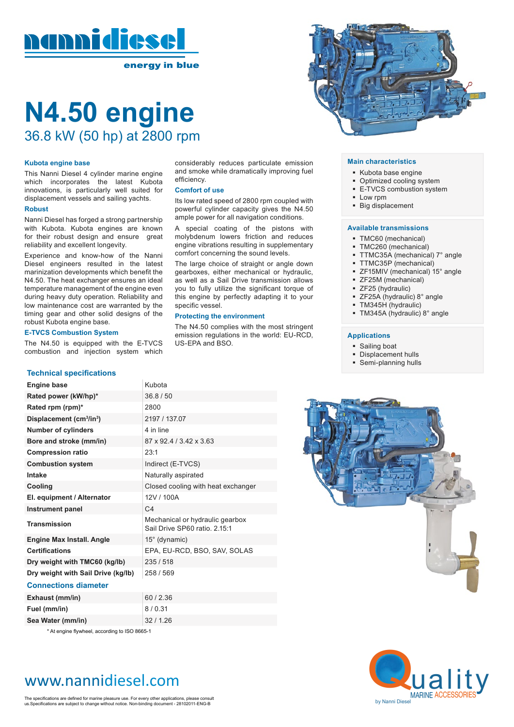# nannidiesel

energy in blue

# N4.50 engine

## 36.8 kW (50 hp) at 2800 rpm

### Kubota engine base

This Nanni Diesel 4 cylinder marine engine which incorporates the latest Kubota innovations, is particularly well suited for displacement vessels and sailing yachts.

### Robust

Nanni Diesel has forged a strong partnership with Kubota. Kubota engines are known for their robust design and ensure great reliability and excellent longevity.

Experience and know-how of the Nanni Diesel engineers resulted in the latest marinization developments which benefit the N4.50. The heat exchanger ensures an ideal temperature management of the engine even during heavy duty operation. Reliability and low maintenance cost are warranted by the timing gear and other solid designs of the robust Kubota engine base.

### E-TVCS Combustion System

The N4.50 is equipped with the E-TVCS combustion and injection system which considerably reduces particulate emission and smoke while dramatically improving fuel efficiency.

### Comfort of use

Its low rated speed of 2800 rpm coupled with powerful cylinder capacity gives the N4.50 ample power for all navigation conditions.

A special coating of the pistons with molybdenum lowers friction and reduces engine vibrations resulting in supplementary comfort concerning the sound levels.

The large choice of straight or angle down gearboxes, either mechanical or hydraulic, as well as a Sail Drive transmission allows you to fully utilize the significant torque of this engine by perfectly adapting it to your specific vessel.

### Protecting the environment

The N4.50 complies with the most stringent emission regulations in the world: EU-RCD, US-EPA and BSO.

### Main characteristics

- Kubota base engine
- Optimized cooling system
- E-TVCS combustion system
- Low rpm
- Big displacement

### Available transmissions

- TMC60 (mechanical)
- TMC260 (mechanical)
- TTMC35A (mechanical) 7° angle
- TTMC35P (mechanical)
- ZF15MIV (mechanical) 15° angle
- ZF25M (mechanical)
- ZF25 (hydraulic)
- ZF25A (hydraulic) 8° angle
- TM345H (hydraulic)
- TM345A (hydraulic) 8° angle

### Applications

- Sailing boat
- Displacement hulls
- Semi-planning hulls

### Technical specifications

| | |
|---|---|
| **Engine base** | Kubota |
| **Rated power (kW/hp)*** | 36.8 / 50 |
| **Rated rpm (rpm)*** | 2800 |
| **Displacement (cm³/in³)** | 2197 / 137.07 |
| **Number of cylinders** | 4 in line |
| **Bore and stroke (mm/in)** | 87 x 92.4 / 3.42 x 3.63 |
| **Compression ratio** | 23:1 |
| **Combustion system** | Indirect (E-TVCS) |
| **Intake** | Naturally aspirated |
| **Cooling** | Closed cooling with heat exchanger |
| **El. equipment / Alternator** | 12V / 100A |
| **Instrument panel** | C4 |
| **Transmission** | Mechanical or hydraulic gearbox Sail Drive SP60 ratio. 2.15:1 |
| **Engine Max Install. Angle** | 15° (dynamic) |
| **Certifications** | EPA, EU-RCD, BSO, SAV, SOLAS |
| **Dry weight with TMC60 (kg/lb)** | 235 / 518 |
| **Dry weight with Sail Drive (kg/lb)** | 258 / 569 |

### Connections diameter

| | |
|---|---|
| **Exhaust (mm/in)** | 60 / 2.36 |
| **Fuel (mm/in)** | 8 / 0.31 |
| **Sea Water (mm/in)** | 32 / 1.26 |

\* At engine flywheel, according to ISO 8665-1

www.nannidiesel.com

The specifications are defined for marine pleasure use. For every other applications, please consult us.Specifications are subject to change without notice. Non-binding document - 28102011-ENG-B

Quality MARINE ACCESSORIES by Nanni Diesel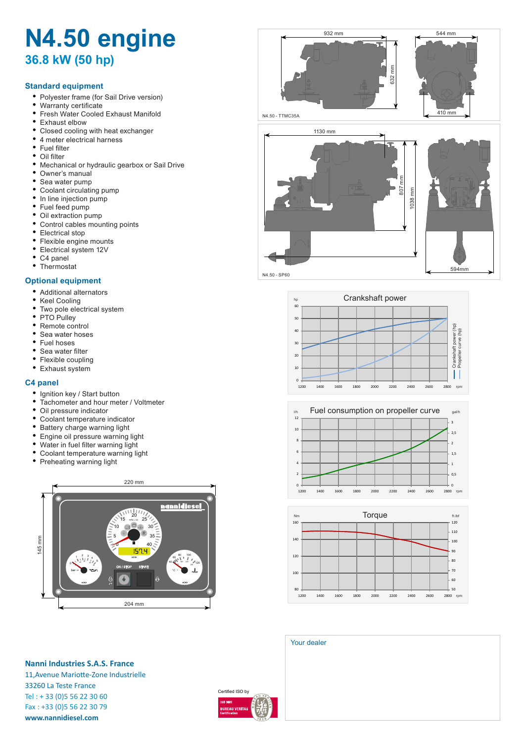# N4.50 engine

## 36.8 kW (50 hp)

### Standard equipment

- Polyester frame (for Sail Drive version)
- Warranty certificate
- Fresh Water Cooled Exhaust Manifold
- Exhaust elbow
- Closed cooling with heat exchanger
- 4 meter electrical harness
- Fuel filter
- Oil filter
- Mechanical or hydraulic gearbox or Sail Drive
- Owner's manual
- Sea water pump
- Coolant circulating pump
- In line injection pump
- Fuel feed pump
- Oil extraction pump
- Control cables mounting points
- Electrical stop
- Flexible engine mounts
- Electrical system 12V
- C4 panel
- Thermostat

### Optional equipment

- Additional alternators
- Keel Cooling
- Two pole electrical system
- PTO Pulley
- Remote control
- Sea water hoses
- Fuel hoses
- Sea water filter
- Flexible coupling
- Exhaust system

### C4 panel

- Ignition key / Start button
- Tachometer and hour meter / Voltmeter
- Oil pressure indicator
- Coolant temperature indicator
- Battery charge warning light
- Engine oil pressure warning light
- Water in fuel filter warning light
- Coolant temperature warning light
- Preheating warning light

220 mm
145 mm
204 mm

932 mm
632 mm
544 mm
410 mm
N4.50 - TTMC35A

1130 mm
807 mm
1038 mm
594mm
N4.50 - SP60

Crankshaft power
hp
60 50 40 30 20 10 0
1200 1400 1600 1800 2000 2200 2400 2600 2800 rpm
Crankshaft power (hp)
Propeller curve (hp)

Fuel consumption on propeller curve
l/h
12 10 8 6 4 2 0
gal/h
3 2,5 2 1,5 1 0,5 0
1200 1400 1600 1800 2000 2200 2400 2600 2800 rpm

Torque
Nm
160 140 120 100 80
ft.lbf
120 110 100 90 80 70 60 50
1200 1400 1600 1800 2000 2200 2400 2600 2800 rpm

**Nanni Industries S.A.S. France**
11,Avenue Mariotte-Zone Industrielle
33260 La Teste France
Tel : + 33 (0)5 56 22 30 60
Fax : +33 (0)5 56 22 30 79
**www.nannidiesel.com**

Certified ISO by
ISO 9001
BUREAU VERITAS
Certification

Your dealer